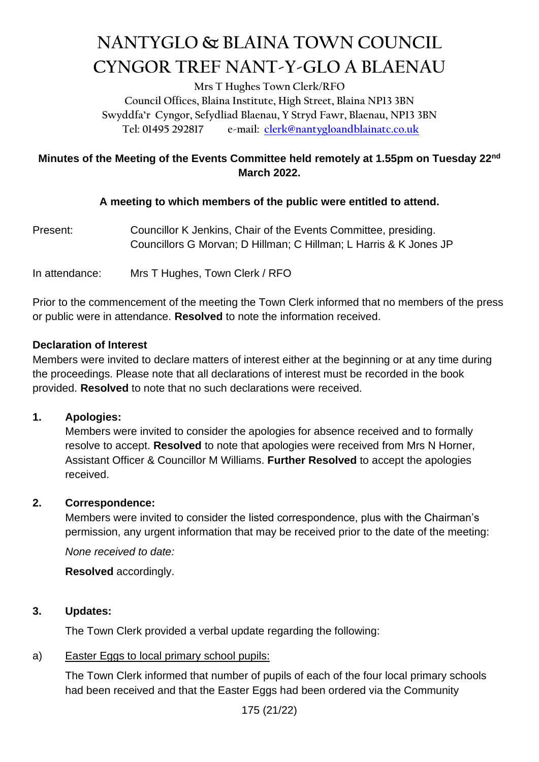# NANTYGLO & BLAINA TOWN COUNCIL
# CYNGOR TREF NANT-Y-GLO A BLAENAU

Mrs T Hughes Town Clerk/RFO
Council Offices, Blaina Institute, High Street, Blaina NP13 3BN
Swyddfa'r Cyngor, Sefydliad Blaenau, Y Stryd Fawr, Blaenau, NP13 3BN
Tel: 01495 292817 e-mail: clerk@nantygloandblainatc.co.uk

**Minutes of the Meeting of the Events Committee held remotely at 1.55pm on Tuesday 22nd March 2022.**

**A meeting to which members of the public were entitled to attend.**

Present: Councillor K Jenkins, Chair of the Events Committee, presiding.
Councillors G Morvan; D Hillman; C Hillman; L Harris & K Jones JP

In attendance: Mrs T Hughes, Town Clerk / RFO

Prior to the commencement of the meeting the Town Clerk informed that no members of the press or public were in attendance. **Resolved** to note the information received.

**Declaration of Interest**

Members were invited to declare matters of interest either at the beginning or at any time during the proceedings. Please note that all declarations of interest must be recorded in the book provided. **Resolved** to note that no such declarations were received.

**1. Apologies:**

Members were invited to consider the apologies for absence received and to formally resolve to accept. **Resolved** to note that apologies were received from Mrs N Horner, Assistant Officer & Councillor M Williams. **Further Resolved** to accept the apologies received.

**2. Correspondence:**

Members were invited to consider the listed correspondence, plus with the Chairman's permission, any urgent information that may be received prior to the date of the meeting:

*None received to date:*

**Resolved** accordingly.

**3. Updates:**

The Town Clerk provided a verbal update regarding the following:

a) Easter Eggs to local primary school pupils:

The Town Clerk informed that number of pupils of each of the four local primary schools had been received and that the Easter Eggs had been ordered via the Community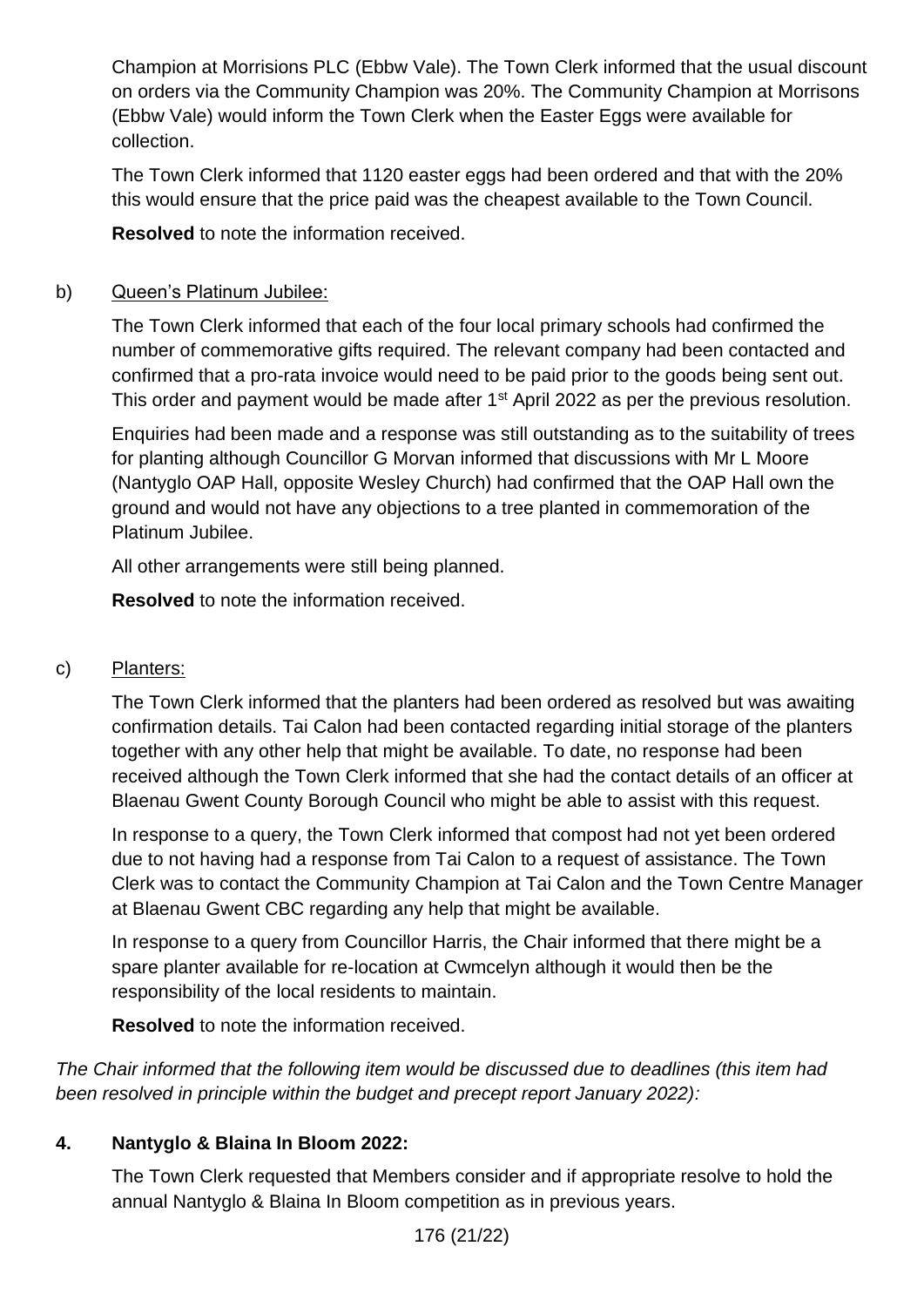Champion at Morrisions PLC (Ebbw Vale). The Town Clerk informed that the usual discount on orders via the Community Champion was 20%. The Community Champion at Morrisons (Ebbw Vale) would inform the Town Clerk when the Easter Eggs were available for collection.

The Town Clerk informed that 1120 easter eggs had been ordered and that with the 20% this would ensure that the price paid was the cheapest available to the Town Council.

**Resolved** to note the information received.

b) Queen's Platinum Jubilee:

The Town Clerk informed that each of the four local primary schools had confirmed the number of commemorative gifts required. The relevant company had been contacted and confirmed that a pro-rata invoice would need to be paid prior to the goods being sent out. This order and payment would be made after 1st April 2022 as per the previous resolution.

Enquiries had been made and a response was still outstanding as to the suitability of trees for planting although Councillor G Morvan informed that discussions with Mr L Moore (Nantyglo OAP Hall, opposite Wesley Church) had confirmed that the OAP Hall own the ground and would not have any objections to a tree planted in commemoration of the Platinum Jubilee.

All other arrangements were still being planned.

**Resolved** to note the information received.

c) Planters:

The Town Clerk informed that the planters had been ordered as resolved but was awaiting confirmation details. Tai Calon had been contacted regarding initial storage of the planters together with any other help that might be available. To date, no response had been received although the Town Clerk informed that she had the contact details of an officer at Blaenau Gwent County Borough Council who might be able to assist with this request.

In response to a query, the Town Clerk informed that compost had not yet been ordered due to not having had a response from Tai Calon to a request of assistance. The Town Clerk was to contact the Community Champion at Tai Calon and the Town Centre Manager at Blaenau Gwent CBC regarding any help that might be available.

In response to a query from Councillor Harris, the Chair informed that there might be a spare planter available for re-location at Cwmcelyn although it would then be the responsibility of the local residents to maintain.

**Resolved** to note the information received.

*The Chair informed that the following item would be discussed due to deadlines (this item had been resolved in principle within the budget and precept report January 2022):*

**4. Nantyglo & Blaina In Bloom 2022:**

The Town Clerk requested that Members consider and if appropriate resolve to hold the annual Nantyglo & Blaina In Bloom competition as in previous years.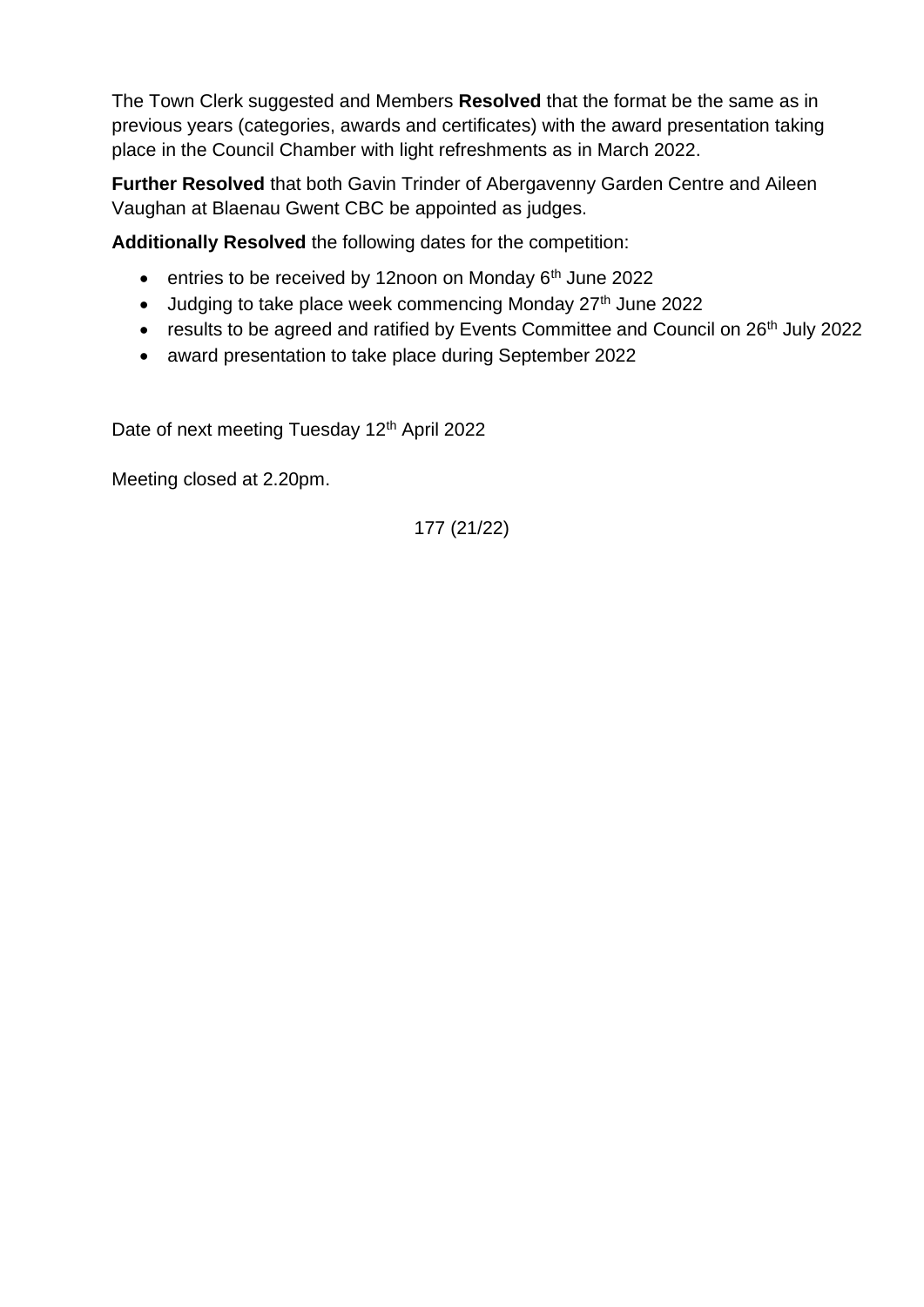The Town Clerk suggested and Members **Resolved** that the format be the same as in previous years (categories, awards and certificates) with the award presentation taking place in the Council Chamber with light refreshments as in March 2022.

**Further Resolved** that both Gavin Trinder of Abergavenny Garden Centre and Aileen Vaughan at Blaenau Gwent CBC be appointed as judges.

**Additionally Resolved** the following dates for the competition:

- entries to be received by 12noon on Monday 6th June 2022
- Judging to take place week commencing Monday 27th June 2022
- results to be agreed and ratified by Events Committee and Council on 26th July 2022
- award presentation to take place during September 2022

Date of next meeting Tuesday 12th April 2022

Meeting closed at 2.20pm.

177 (21/22)